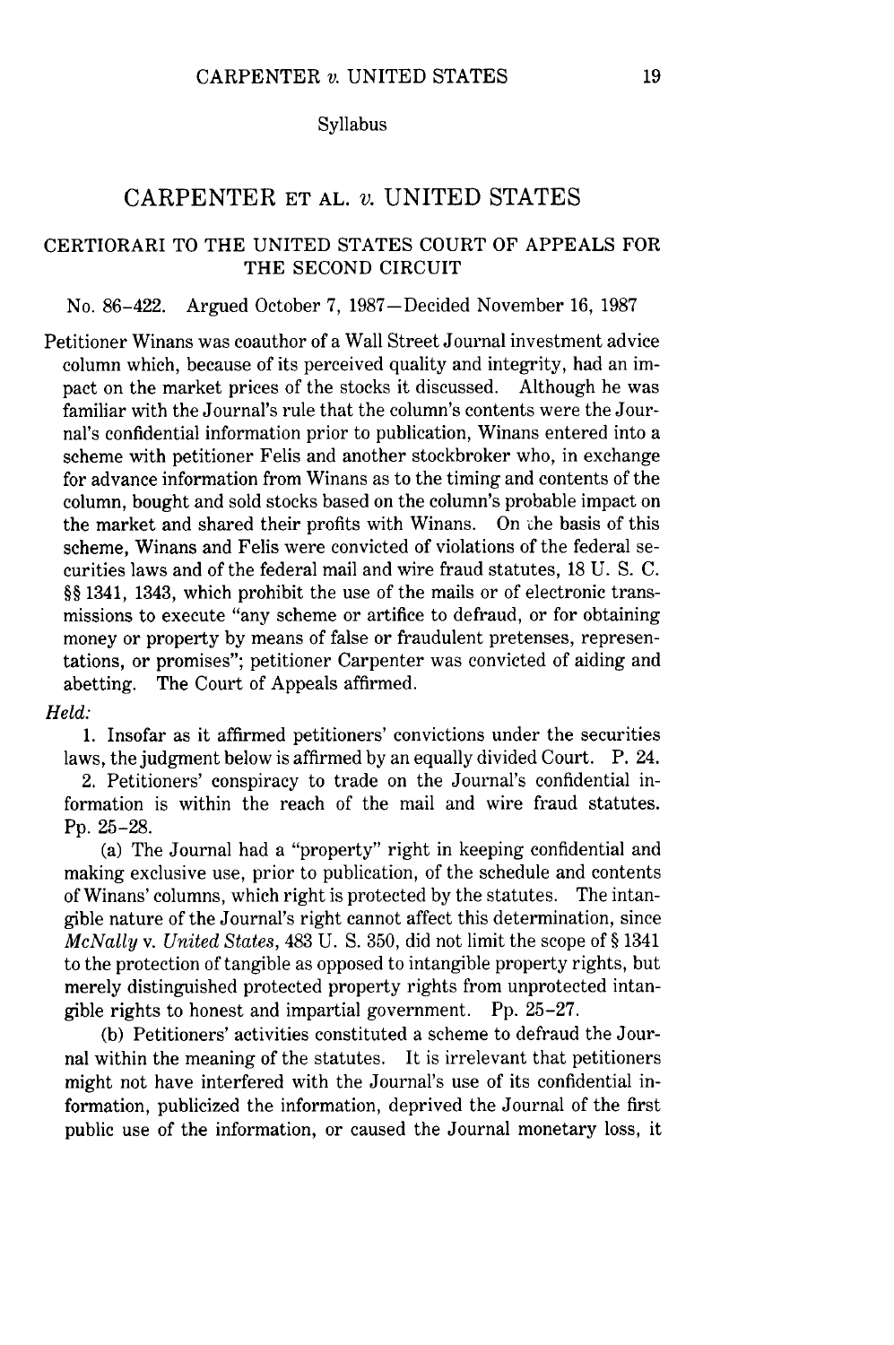Syllabus

# CARPENTER ET AL. *v.* UNITED STATES

## CERTIORARI TO THE UNITED STATES COURT OF APPEALS FOR THE SECOND CIRCUIT

No. 86-422. Argued October 7, 1987—Decided November 16, 1987

Petitioner Winans was coauthor of a Wall Street Journal investment advice column which, because of its perceived quality and integrity, had an impact on the market prices of the stocks it discussed. Although he was familiar with the Journal's rule that the column's contents were the Journal's confidential information prior to publication, Winans entered into a scheme with petitioner Felis and another stockbroker who, in exchange for advance information from Winans as to the timing and contents of the column, bought and sold stocks based on the column's probable impact on the market and shared their profits with Winans. On the basis of this scheme, Winans and Felis were convicted of violations of the federal securities laws and of the federal mail and wire fraud statutes, 18 U. S. C. §§ 1341, 1343, which prohibit the use of the mails or of electronic transmissions to execute "any scheme or artifice to defraud, or for obtaining money or property by means of false or fraudulent pretenses, representations, or promises"; petitioner Carpenter was convicted of aiding and abetting. The Court of Appeals affirmed.

*Held:*

1. Insofar as it affirmed petitioners' convictions under the securities laws, the judgment below is affirmed by an equally divided Court. P. 24.

2. Petitioners' conspiracy to trade on the Journal's confidential information is within the reach of the mail and wire fraud statutes. Pp. 25–28.

(a) The Journal had a "property" right in keeping confidential and making exclusive use, prior to publication, of the schedule and contents of Winans' columns, which right is protected by the statutes. The intangible nature of the Journal's right cannot affect this determination, since *McNally* v. *United States*, 483 U. S. 350, did not limit the scope of § 1341 to the protection of tangible as opposed to intangible property rights, but merely distinguished protected property rights from unprotected intangible rights to honest and impartial government. Pp. 25–27.

(b) Petitioners' activities constituted a scheme to defraud the Journal within the meaning of the statutes. It is irrelevant that petitioners might not have interfered with the Journal's use of its confidential information, publicized the information, deprived the Journal of the first public use of the information, or caused the Journal monetary loss, it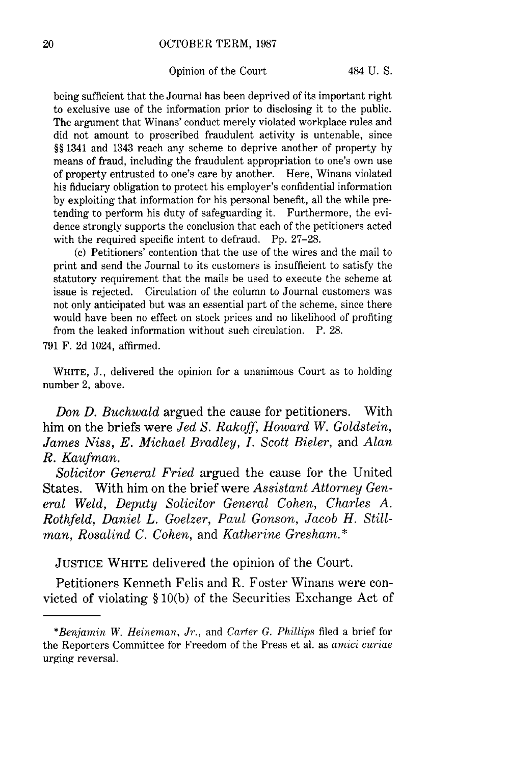being sufficient that the Journal has been deprived of its important right to exclusive use of the information prior to disclosing it to the public. The argument that Winans' conduct merely violated workplace rules and did not amount to proscribed fraudulent activity is untenable, since §§ 1341 and 1343 reach any scheme to deprive another of property by means of fraud, including the fraudulent appropriation to one's own use of property entrusted to one's care by another. Here, Winans violated his fiduciary obligation to protect his employer's confidential information by exploiting that information for his personal benefit, all the while pretending to perform his duty of safeguarding it. Furthermore, the evidence strongly supports the conclusion that each of the petitioners acted with the required specific intent to defraud. Pp. 27–28.

(c) Petitioners' contention that the use of the wires and the mail to print and send the Journal to its customers is insufficient to satisfy the statutory requirement that the mails be used to execute the scheme at issue is rejected. Circulation of the column to Journal customers was not only anticipated but was an essential part of the scheme, since there would have been no effect on stock prices and no likelihood of profiting from the leaked information without such circulation. P. 28.

791 F. 2d 1024, affirmed.

WHITE, J., delivered the opinion for a unanimous Court as to holding number 2, above.

*Don D. Buchwald* argued the cause for petitioners. With him on the briefs were *Jed S. Rakoff*, *Howard W. Goldstein*, *James Niss*, *E. Michael Bradley*, *I. Scott Bieler*, and *Alan R. Kaufman*.

*Solicitor General Fried* argued the cause for the United States. With him on the brief were *Assistant Attorney General Weld*, *Deputy Solicitor General Cohen*, *Charles A. Rothfeld*, *Daniel L. Goelzer*, *Paul Gonson*, *Jacob H. Stillman*, *Rosalind C. Cohen*, and *Katherine Gresham*.*

JUSTICE WHITE delivered the opinion of the Court.

Petitioners Kenneth Felis and R. Foster Winans were convicted of violating § 10(b) of the Securities Exchange Act of

---

**Benjamin W. Heineman, Jr.*, and *Carter G. Phillips* filed a brief for the Reporters Committee for Freedom of the Press et al. as *amici curiae* urging reversal.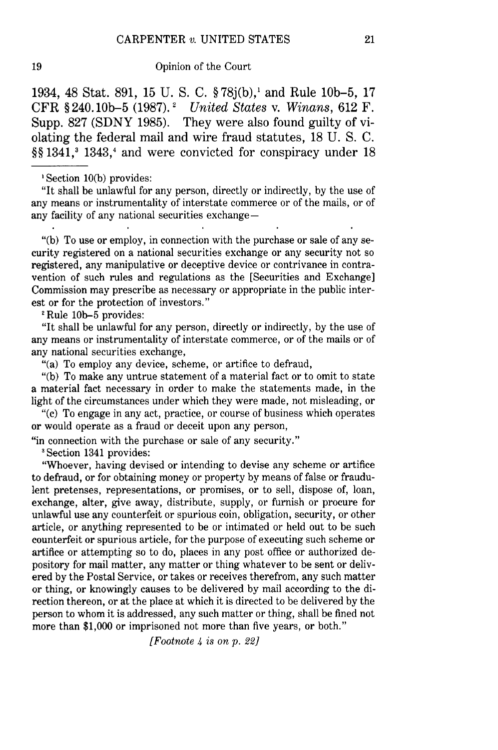1934, 48 Stat. 891, 15 U. S. C. §78j(b),[1] and Rule 10b-5, 17 CFR §240.10b-5 (1987).[2] *United States* v. *Winans*, 612 F. Supp. 827 (SDNY 1985). They were also found guilty of violating the federal mail and wire fraud statutes, 18 U. S. C. §§1341,[3] 1343,[4] and were convicted for conspiracy under 18

---

[1] Section 10(b) provides:

"It shall be unlawful for any person, directly or indirectly, by the use of any means or instrumentality of interstate commerce or of the mails, or of any facility of any national securities exchange—

. . . . .

"(b) To use or employ, in connection with the purchase or sale of any security registered on a national securities exchange or any security not so registered, any manipulative or deceptive device or contrivance in contravention of such rules and regulations as the [Securities and Exchange] Commission may prescribe as necessary or appropriate in the public interest or for the protection of investors."

[2] Rule 10b-5 provides:

"It shall be unlawful for any person, directly or indirectly, by the use of any means or instrumentality of interstate commerce, or of the mails or of any national securities exchange,

"(a) To employ any device, scheme, or artifice to defraud,

"(b) To make any untrue statement of a material fact or to omit to state a material fact necessary in order to make the statements made, in the light of the circumstances under which they were made, not misleading, or

"(c) To engage in any act, practice, or course of business which operates or would operate as a fraud or deceit upon any person,

"in connection with the purchase or sale of any security."

[3] Section 1341 provides:

"Whoever, having devised or intending to devise any scheme or artifice to defraud, or for obtaining money or property by means of false or fraudulent pretenses, representations, or promises, or to sell, dispose of, loan, exchange, alter, give away, distribute, supply, or furnish or procure for unlawful use any counterfeit or spurious coin, obligation, security, or other article, or anything represented to be or intimated or held out to be such counterfeit or spurious article, for the purpose of executing such scheme or artifice or attempting so to do, places in any post office or authorized depository for mail matter, any matter or thing whatever to be sent or delivered by the Postal Service, or takes or receives therefrom, any such matter or thing, or knowingly causes to be delivered by mail according to the direction thereon, or at the place at which it is directed to be delivered by the person to whom it is addressed, any such matter or thing, shall be fined not more than $1,000 or imprisoned not more than five years, or both."

*[Footnote 4 is on p. 22]*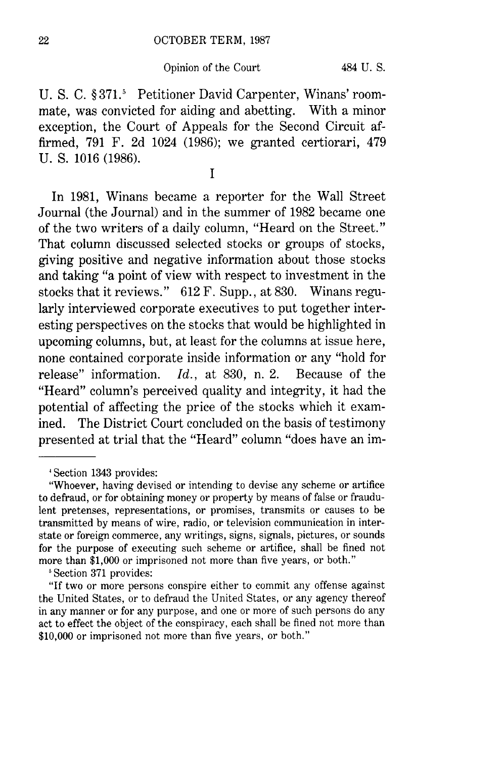U. S. C. § 371.[5] Petitioner David Carpenter, Winans' roommate, was convicted for aiding and abetting. With a minor exception, the Court of Appeals for the Second Circuit affirmed, 791 F. 2d 1024 (1986); we granted certiorari, 479 U. S. 1016 (1986).

I

In 1981, Winans became a reporter for the Wall Street Journal (the Journal) and in the summer of 1982 became one of the two writers of a daily column, "Heard on the Street." That column discussed selected stocks or groups of stocks, giving positive and negative information about those stocks and taking "a point of view with respect to investment in the stocks that it reviews." 612 F. Supp., at 830. Winans regularly interviewed corporate executives to put together interesting perspectives on the stocks that would be highlighted in upcoming columns, but, at least for the columns at issue here, none contained corporate inside information or any "hold for release" information. *Id.*, at 830, n. 2. Because of the "Heard" column's perceived quality and integrity, it had the potential of affecting the price of the stocks which it examined. The District Court concluded on the basis of testimony presented at trial that the "Heard" column "does have an im-

---

[4] Section 1343 provides:

"Whoever, having devised or intending to devise any scheme or artifice to defraud, or for obtaining money or property by means of false or fraudulent pretenses, representations, or promises, transmits or causes to be transmitted by means of wire, radio, or television communication in interstate or foreign commerce, any writings, signs, signals, pictures, or sounds for the purpose of executing such scheme or artifice, shall be fined not more than $1,000 or imprisoned not more than five years, or both."

[5] Section 371 provides:

"If two or more persons conspire either to commit any offense against the United States, or to defraud the United States, or any agency thereof in any manner or for any purpose, and one or more of such persons do any act to effect the object of the conspiracy, each shall be fined not more than $10,000 or imprisoned not more than five years, or both."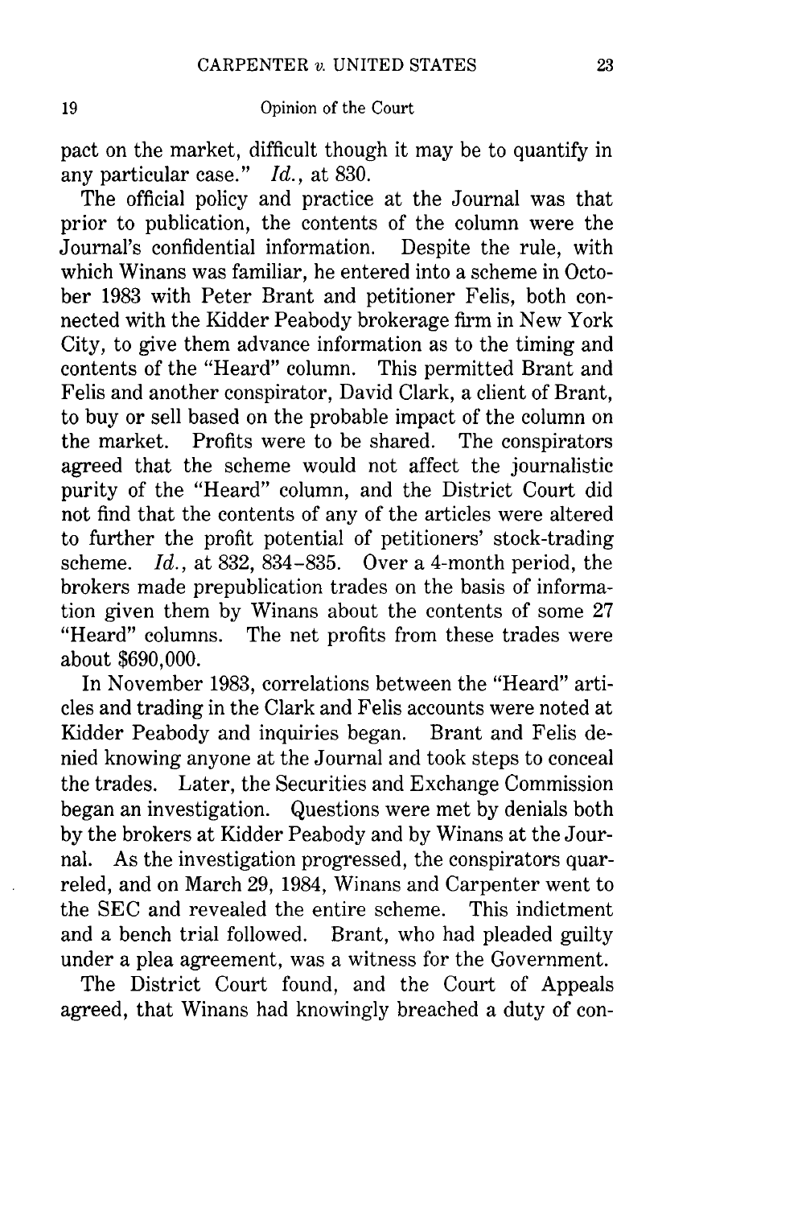pact on the market, difficult though it may be to quantify in any particular case." *Id.*, at 830.

The official policy and practice at the Journal was that prior to publication, the contents of the column were the Journal's confidential information. Despite the rule, with which Winans was familiar, he entered into a scheme in October 1983 with Peter Brant and petitioner Felis, both connected with the Kidder Peabody brokerage firm in New York City, to give them advance information as to the timing and contents of the "Heard" column. This permitted Brant and Felis and another conspirator, David Clark, a client of Brant, to buy or sell based on the probable impact of the column on the market. Profits were to be shared. The conspirators agreed that the scheme would not affect the journalistic purity of the "Heard" column, and the District Court did not find that the contents of any of the articles were altered to further the profit potential of petitioners' stock-trading scheme. *Id.*, at 832, 834–835. Over a 4-month period, the brokers made prepublication trades on the basis of information given them by Winans about the contents of some 27 "Heard" columns. The net profits from these trades were about $690,000.

In November 1983, correlations between the "Heard" articles and trading in the Clark and Felis accounts were noted at Kidder Peabody and inquiries began. Brant and Felis denied knowing anyone at the Journal and took steps to conceal the trades. Later, the Securities and Exchange Commission began an investigation. Questions were met by denials both by the brokers at Kidder Peabody and by Winans at the Journal. As the investigation progressed, the conspirators quarreled, and on March 29, 1984, Winans and Carpenter went to the SEC and revealed the entire scheme. This indictment and a bench trial followed. Brant, who had pleaded guilty under a plea agreement, was a witness for the Government.

The District Court found, and the Court of Appeals agreed, that Winans had knowingly breached a duty of con-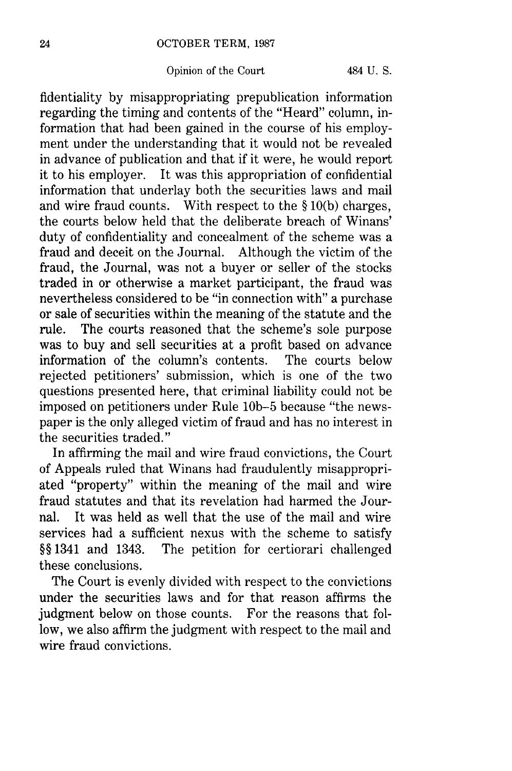fidentiality by misappropriating prepublication information regarding the timing and contents of the "Heard" column, information that had been gained in the course of his employment under the understanding that it would not be revealed in advance of publication and that if it were, he would report it to his employer. It was this appropriation of confidential information that underlay both the securities laws and mail and wire fraud counts. With respect to the § 10(b) charges, the courts below held that the deliberate breach of Winans' duty of confidentiality and concealment of the scheme was a fraud and deceit on the Journal. Although the victim of the fraud, the Journal, was not a buyer or seller of the stocks traded in or otherwise a market participant, the fraud was nevertheless considered to be "in connection with" a purchase or sale of securities within the meaning of the statute and the rule. The courts reasoned that the scheme's sole purpose was to buy and sell securities at a profit based on advance information of the column's contents. The courts below rejected petitioners' submission, which is one of the two questions presented here, that criminal liability could not be imposed on petitioners under Rule 10b-5 because "the newspaper is the only alleged victim of fraud and has no interest in the securities traded."

In affirming the mail and wire fraud convictions, the Court of Appeals ruled that Winans had fraudulently misappropriated "property" within the meaning of the mail and wire fraud statutes and that its revelation had harmed the Journal. It was held as well that the use of the mail and wire services had a sufficient nexus with the scheme to satisfy §§ 1341 and 1343. The petition for certiorari challenged these conclusions.

The Court is evenly divided with respect to the convictions under the securities laws and for that reason affirms the judgment below on those counts. For the reasons that follow, we also affirm the judgment with respect to the mail and wire fraud convictions.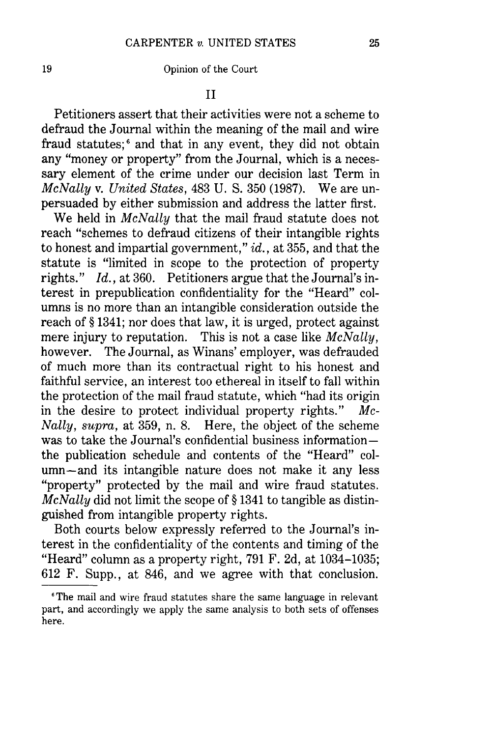## II

Petitioners assert that their activities were not a scheme to defraud the Journal within the meaning of the mail and wire fraud statutes;[6] and that in any event, they did not obtain any "money or property" from the Journal, which is a necessary element of the crime under our decision last Term in *McNally* v. *United States*, 483 U. S. 350 (1987). We are unpersuaded by either submission and address the latter first.

We held in *McNally* that the mail fraud statute does not reach "schemes to defraud citizens of their intangible rights to honest and impartial government," *id.*, at 355, and that the statute is "limited in scope to the protection of property rights." *Id.*, at 360. Petitioners argue that the Journal's interest in prepublication confidentiality for the "Heard" columns is no more than an intangible consideration outside the reach of § 1341; nor does that law, it is urged, protect against mere injury to reputation. This is not a case like *McNally*, however. The Journal, as Winans' employer, was defrauded of much more than its contractual right to his honest and faithful service, an interest too ethereal in itself to fall within the protection of the mail fraud statute, which "had its origin in the desire to protect individual property rights." *McNally*, *supra*, at 359, n. 8. Here, the object of the scheme was to take the Journal's confidential business information—the publication schedule and contents of the "Heard" column—and its intangible nature does not make it any less "property" protected by the mail and wire fraud statutes. *McNally* did not limit the scope of § 1341 to tangible as distinguished from intangible property rights.

Both courts below expressly referred to the Journal's interest in the confidentiality of the contents and timing of the "Heard" column as a property right, 791 F. 2d, at 1034–1035; 612 F. Supp., at 846, and we agree with that conclusion.

---

[6] The mail and wire fraud statutes share the same language in relevant part, and accordingly we apply the same analysis to both sets of offenses here.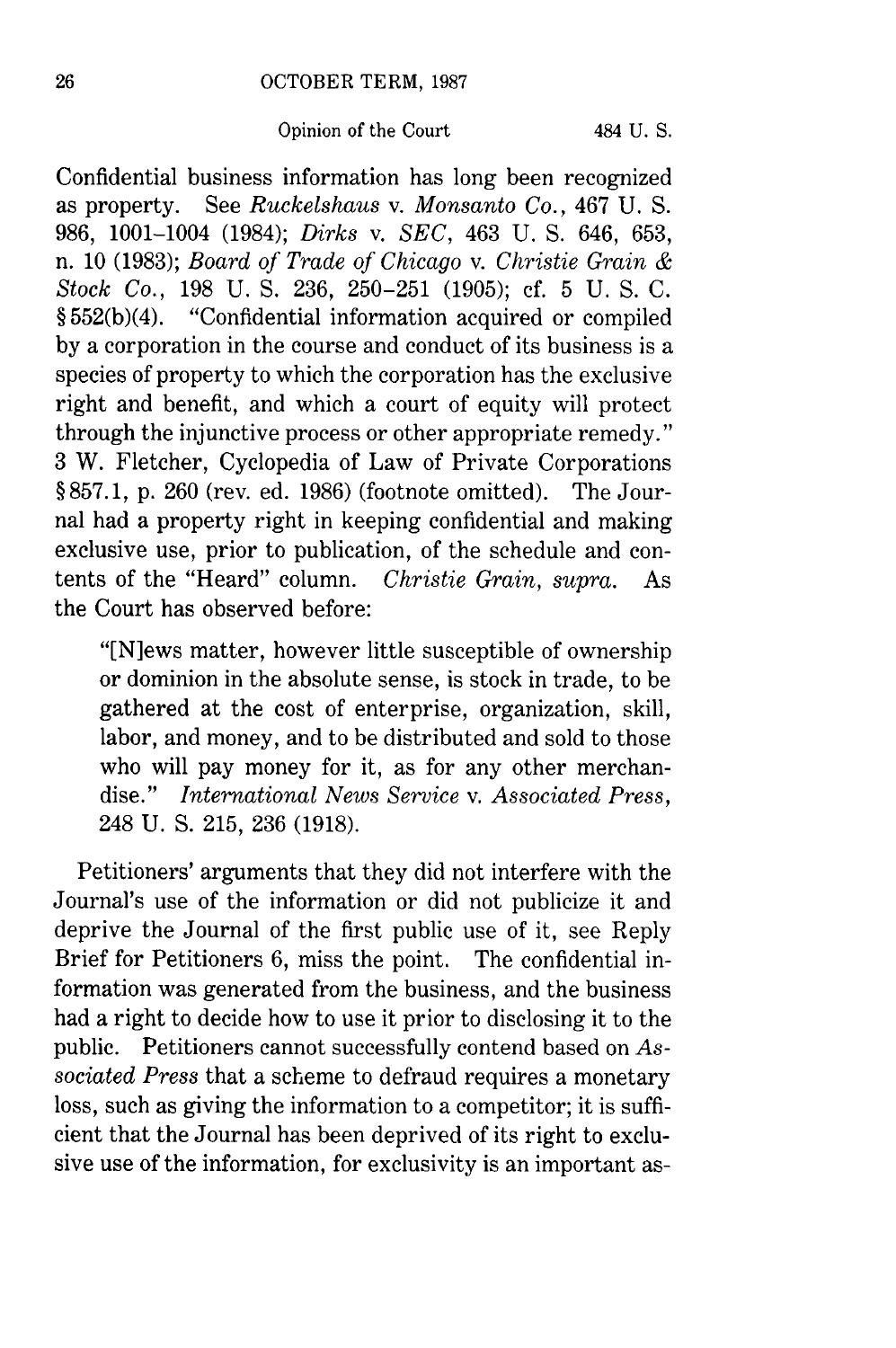Confidential business information has long been recognized as property. See *Ruckelshaus* v. *Monsanto Co.*, 467 U. S. 986, 1001–1004 (1984); *Dirks* v. *SEC*, 463 U. S. 646, 653, n. 10 (1983); *Board of Trade of Chicago* v. *Christie Grain & Stock Co.*, 198 U. S. 236, 250–251 (1905); cf. 5 U. S. C. § 552(b)(4). "Confidential information acquired or compiled by a corporation in the course and conduct of its business is a species of property to which the corporation has the exclusive right and benefit, and which a court of equity will protect through the injunctive process or other appropriate remedy." 3 W. Fletcher, Cyclopedia of Law of Private Corporations § 857.1, p. 260 (rev. ed. 1986) (footnote omitted). The Journal had a property right in keeping confidential and making exclusive use, prior to publication, of the schedule and contents of the "Heard" column. *Christie Grain, supra.* As the Court has observed before:

> "[N]ews matter, however little susceptible of ownership or dominion in the absolute sense, is stock in trade, to be gathered at the cost of enterprise, organization, skill, labor, and money, and to be distributed and sold to those who will pay money for it, as for any other merchandise." *International News Service* v. *Associated Press*, 248 U. S. 215, 236 (1918).

Petitioners' arguments that they did not interfere with the Journal's use of the information or did not publicize it and deprive the Journal of the first public use of it, see Reply Brief for Petitioners 6, miss the point. The confidential information was generated from the business, and the business had a right to decide how to use it prior to disclosing it to the public. Petitioners cannot successfully contend based on *Associated Press* that a scheme to defraud requires a monetary loss, such as giving the information to a competitor; it is sufficient that the Journal has been deprived of its right to exclusive use of the information, for exclusivity is an important as-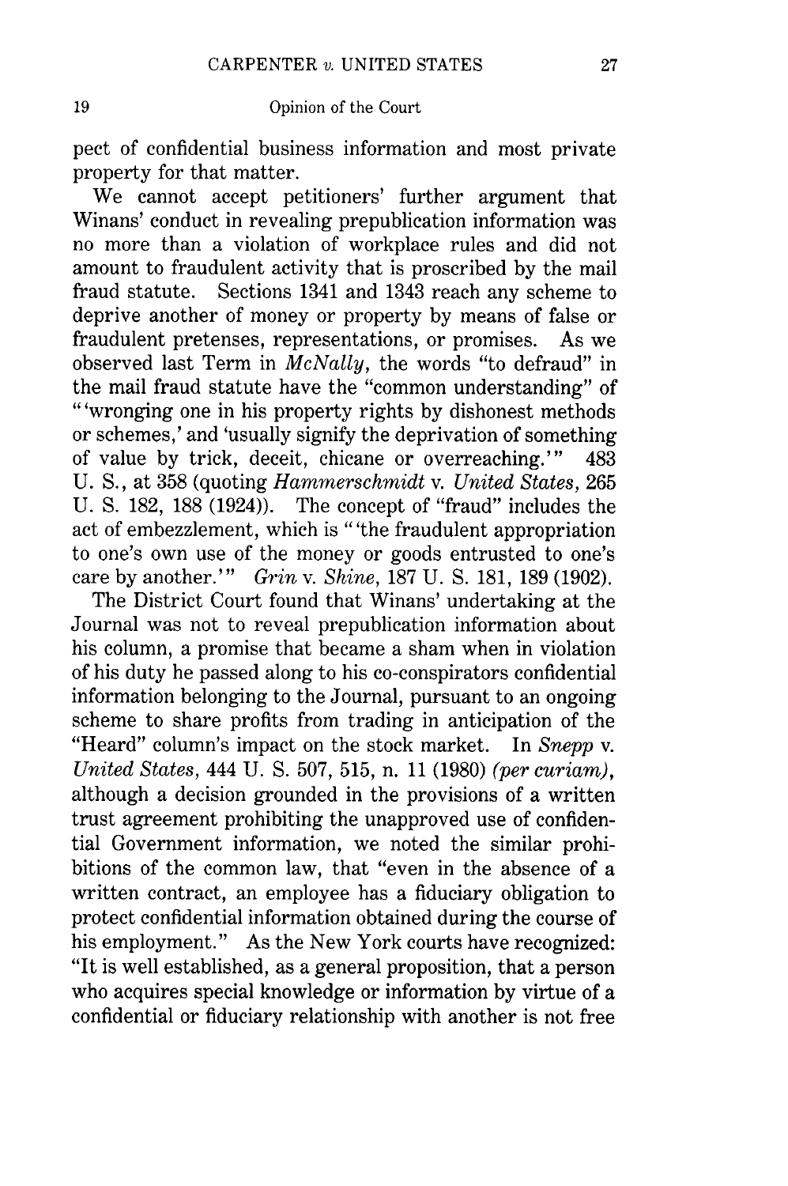pect of confidential business information and most private property for that matter.

We cannot accept petitioners' further argument that Winans' conduct in revealing prepublication information was no more than a violation of workplace rules and did not amount to fraudulent activity that is proscribed by the mail fraud statute. Sections 1341 and 1343 reach any scheme to deprive another of money or property by means of false or fraudulent pretenses, representations, or promises. As we observed last Term in *McNally*, the words "to defraud" in the mail fraud statute have the "common understanding" of "'wronging one in his property rights by dishonest methods or schemes,' and 'usually signify the deprivation of something of value by trick, deceit, chicane or overreaching.'" 483 U. S., at 358 (quoting *Hammerschmidt* v. *United States*, 265 U. S. 182, 188 (1924)). The concept of "fraud" includes the act of embezzlement, which is "'the fraudulent appropriation to one's own use of the money or goods entrusted to one's care by another.'" *Grin* v. *Shine*, 187 U. S. 181, 189 (1902).

The District Court found that Winans' undertaking at the Journal was not to reveal prepublication information about his column, a promise that became a sham when in violation of his duty he passed along to his co-conspirators confidential information belonging to the Journal, pursuant to an ongoing scheme to share profits from trading in anticipation of the "Heard" column's impact on the stock market. In *Snepp* v. *United States*, 444 U. S. 507, 515, n. 11 (1980) *(per curiam)*, although a decision grounded in the provisions of a written trust agreement prohibiting the unapproved use of confidential Government information, we noted the similar prohibitions of the common law, that "even in the absence of a written contract, an employee has a fiduciary obligation to protect confidential information obtained during the course of his employment." As the New York courts have recognized: "It is well established, as a general proposition, that a person who acquires special knowledge or information by virtue of a confidential or fiduciary relationship with another is not free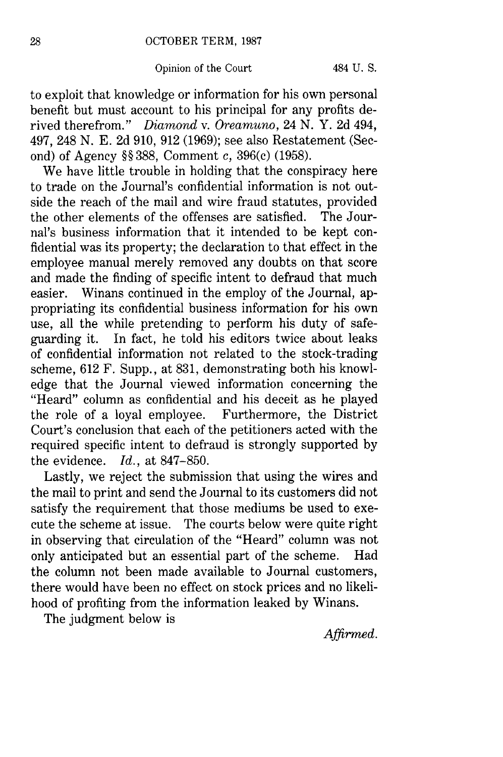to exploit that knowledge or information for his own personal benefit but must account to his principal for any profits derived therefrom." *Diamond* v. *Oreamuno*, 24 N. Y. 2d 494, 497, 248 N. E. 2d 910, 912 (1969); see also Restatement (Second) of Agency §§ 388, Comment *c*, 396(c) (1958).

We have little trouble in holding that the conspiracy here to trade on the Journal's confidential information is not outside the reach of the mail and wire fraud statutes, provided the other elements of the offenses are satisfied. The Journal's business information that it intended to be kept confidential was its property; the declaration to that effect in the employee manual merely removed any doubts on that score and made the finding of specific intent to defraud that much easier. Winans continued in the employ of the Journal, appropriating its confidential business information for his own use, all the while pretending to perform his duty of safeguarding it. In fact, he told his editors twice about leaks of confidential information not related to the stock-trading scheme, 612 F. Supp., at 831, demonstrating both his knowledge that the Journal viewed information concerning the "Heard" column as confidential and his deceit as he played the role of a loyal employee. Furthermore, the District Court's conclusion that each of the petitioners acted with the required specific intent to defraud is strongly supported by the evidence. *Id.*, at 847–850.

Lastly, we reject the submission that using the wires and the mail to print and send the Journal to its customers did not satisfy the requirement that those mediums be used to execute the scheme at issue. The courts below were quite right in observing that circulation of the "Heard" column was not only anticipated but an essential part of the scheme. Had the column not been made available to Journal customers, there would have been no effect on stock prices and no likelihood of profiting from the information leaked by Winans.

The judgment below is

*Affirmed.*